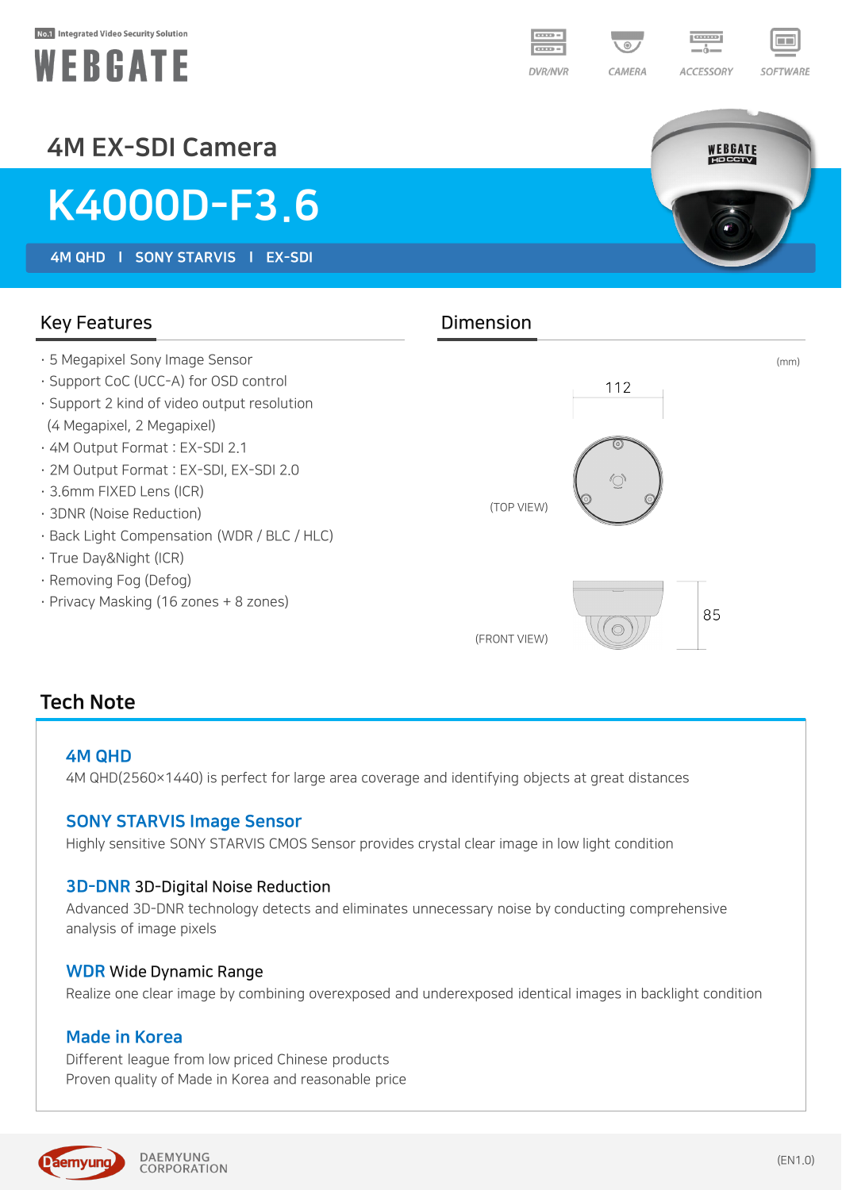No.1 Integrated Video Security Solution

WEBGATE

DVR/NVR | CAMERA | ACCESSORY | SOFTWARE

## 4M EX-SDI Camera

# K4000D-F3.6

**4M QHD | SONY STARVIS | EX-SDI**

## Key Features

- 5 Megapixel Sony Image Sensor
- Support CoC (UCC-A) for OSD control
- Support 2 kind of video output resolution (4 Megapixel, 2 Megapixel)
- 4M Output Format : EX-SDI 2.1
- 2M Output Format : EX-SDI, EX-SDI 2.0
- 3.6mm FIXED Lens (ICR)
- 3DNR (Noise Reduction)
- Back Light Compensation (WDR / BLC / HLC)
- True Day&Night (ICR)
- Removing Fog (Defog)
- Privacy Masking (16 zones + 8 zones)

## Dimension

(mm)

112

(TOP VIEW)

85

(FRONT VIEW)

## Tech Note

### 4M QHD

4M QHD(2560×1440) is perfect for large area coverage and identifying objects at great distances

### SONY STARVIS Image Sensor

Highly sensitive SONY STARVIS CMOS Sensor provides crystal clear image in low light condition

### 3D-DNR 3D-Digital Noise Reduction

Advanced 3D-DNR technology detects and eliminates unnecessary noise by conducting comprehensive analysis of image pixels

### WDR Wide Dynamic Range

Realize one clear image by combining overexposed and underexposed identical images in backlight condition

### Made in Korea

Different league from low priced Chinese products
Proven quality of Made in Korea and reasonable price

Daemyung DAEMYUNG CORPORATION

(EN1.0)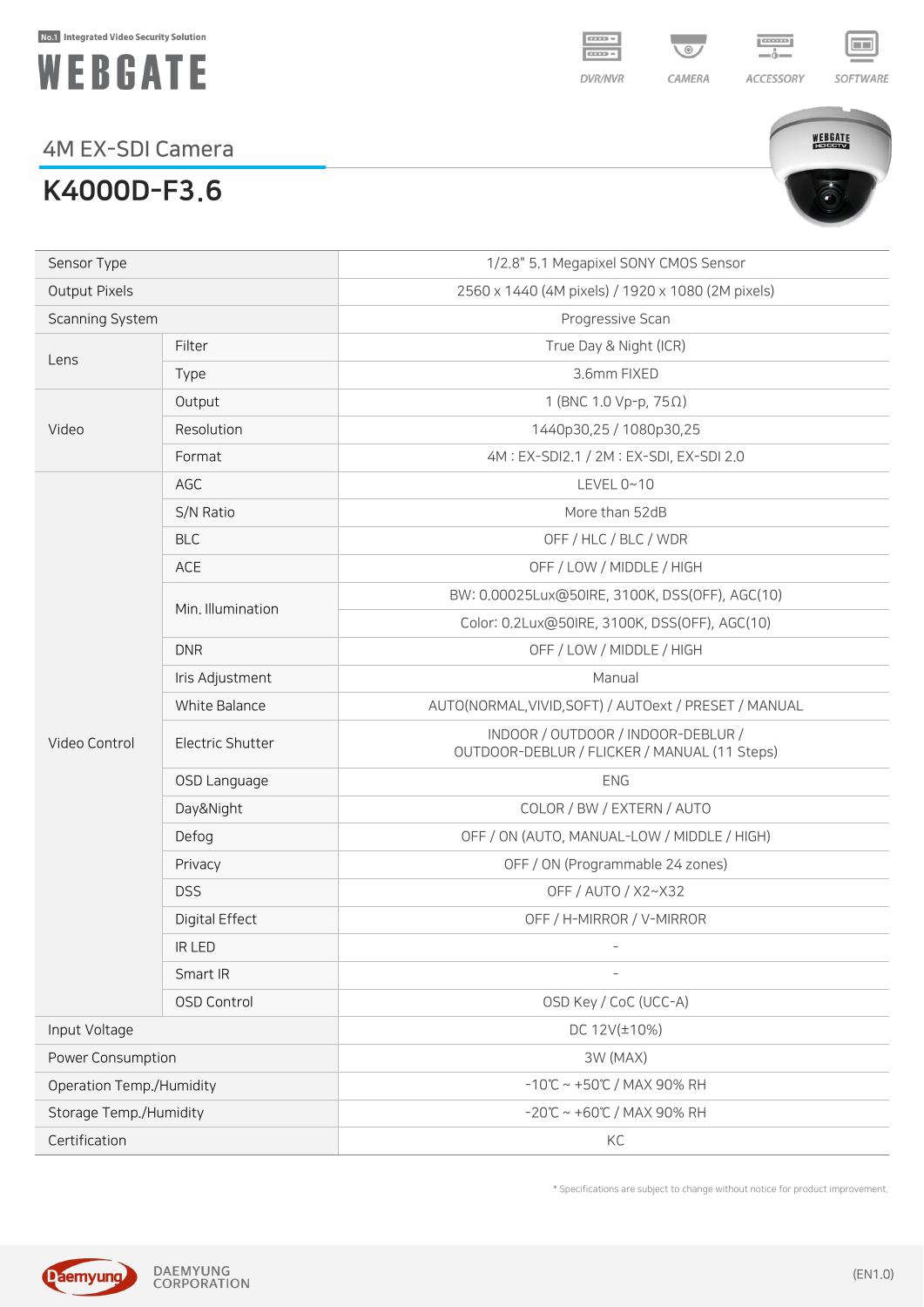No.1 Integrated Video Security Solution

# WEBGATE

DVR/NVR CAMERA ACCESSORY SOFTWARE

## 4M EX-SDI Camera

# K4000D-F3.6

| | | |
|---|---|---|
| Sensor Type | | 1/2.8" 5.1 Megapixel SONY CMOS Sensor |
| Output Pixels | | 2560 x 1440 (4M pixels) / 1920 x 1080 (2M pixels) |
| Scanning System | | Progressive Scan |
| Lens | Filter | True Day & Night (ICR) |
| | Type | 3.6mm FIXED |
| Video | Output | 1 (BNC 1.0 Vp-p, 75Ω) |
| | Resolution | 1440p30,25 / 1080p30,25 |
| | Format | 4M : EX-SDI2.1 / 2M : EX-SDI, EX-SDI 2.0 |
| Video Control | AGC | LEVEL 0~10 |
| | S/N Ratio | More than 52dB |
| | BLC | OFF / HLC / BLC / WDR |
| | ACE | OFF / LOW / MIDDLE / HIGH |
| | Min. Illumination | BW: 0.00025Lux@50IRE, 3100K, DSS(OFF), AGC(10) |
| | | Color: 0.2Lux@50IRE, 3100K, DSS(OFF), AGC(10) |
| | DNR | OFF / LOW / MIDDLE / HIGH |
| | Iris Adjustment | Manual |
| | White Balance | AUTO(NORMAL,VIVID,SOFT) / AUTOext / PRESET / MANUAL |
| | Electric Shutter | INDOOR / OUTDOOR / INDOOR-DEBLUR / OUTDOOR-DEBLUR / FLICKER / MANUAL (11 Steps) |
| | OSD Language | ENG |
| | Day&Night | COLOR / BW / EXTERN / AUTO |
| | Defog | OFF / ON (AUTO, MANUAL-LOW / MIDDLE / HIGH) |
| | Privacy | OFF / ON (Programmable 24 zones) |
| | DSS | OFF / AUTO / X2~X32 |
| | Digital Effect | OFF / H-MIRROR / V-MIRROR |
| | IR LED | - |
| | Smart IR | - |
| | OSD Control | OSD Key / CoC (UCC-A) |
| Input Voltage | | DC 12V(±10%) |
| Power Consumption | | 3W (MAX) |
| Operation Temp./Humidity | | -10℃ ~ +50℃ / MAX 90% RH |
| Storage Temp./Humidity | | -20℃ ~ +60℃ / MAX 90% RH |
| Certification | | KC |

* Specifications are subject to change without notice for product improvement.

Daemyung DAEMYUNG CORPORATION

(EN1.0)